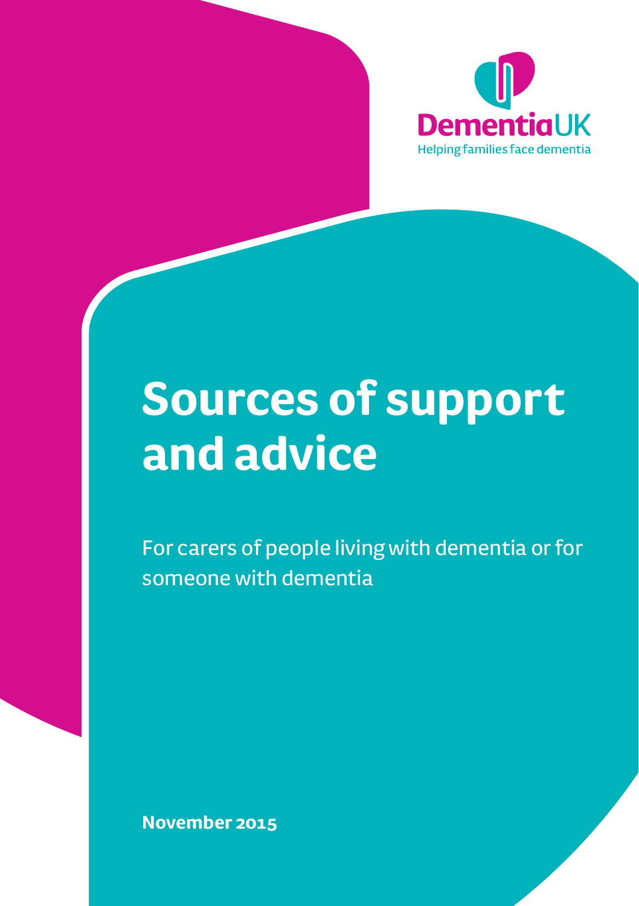Dementia UK

Helping families face dementia

# Sources of support and advice

For carers of people living with dementia or for someone with dementia

**November 2015**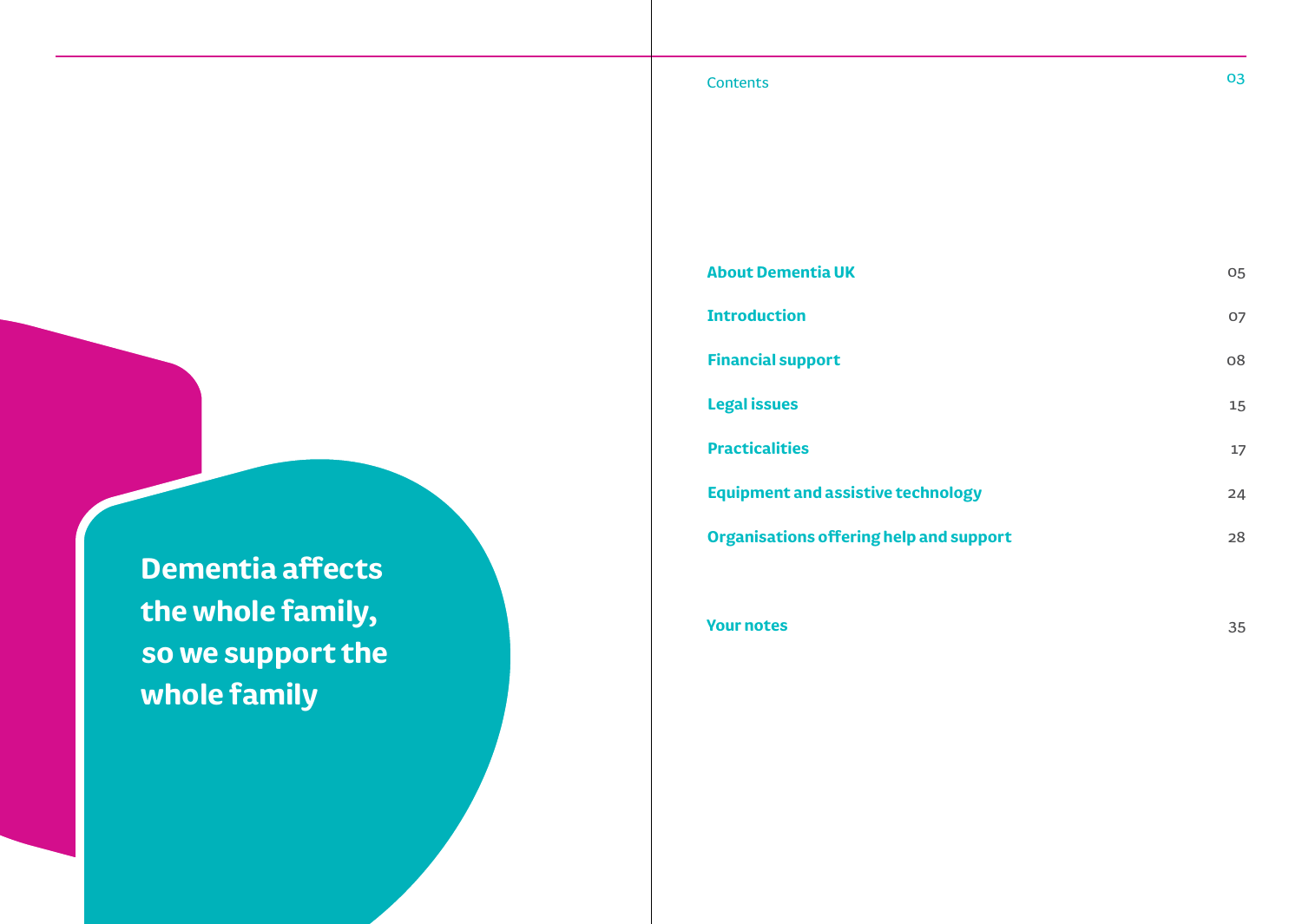**Dementia affects the whole family, so we support the whole family**

# Contents

| | |
|---|---|
| **About Dementia UK** | 05 |
| **Introduction** | 07 |
| **Financial support** | 08 |
| **Legal issues** | 15 |
| **Practicalities** | 17 |
| **Equipment and assistive technology** | 24 |
| **Organisations offering help and support** | 28 |
| **Your notes** | 35 |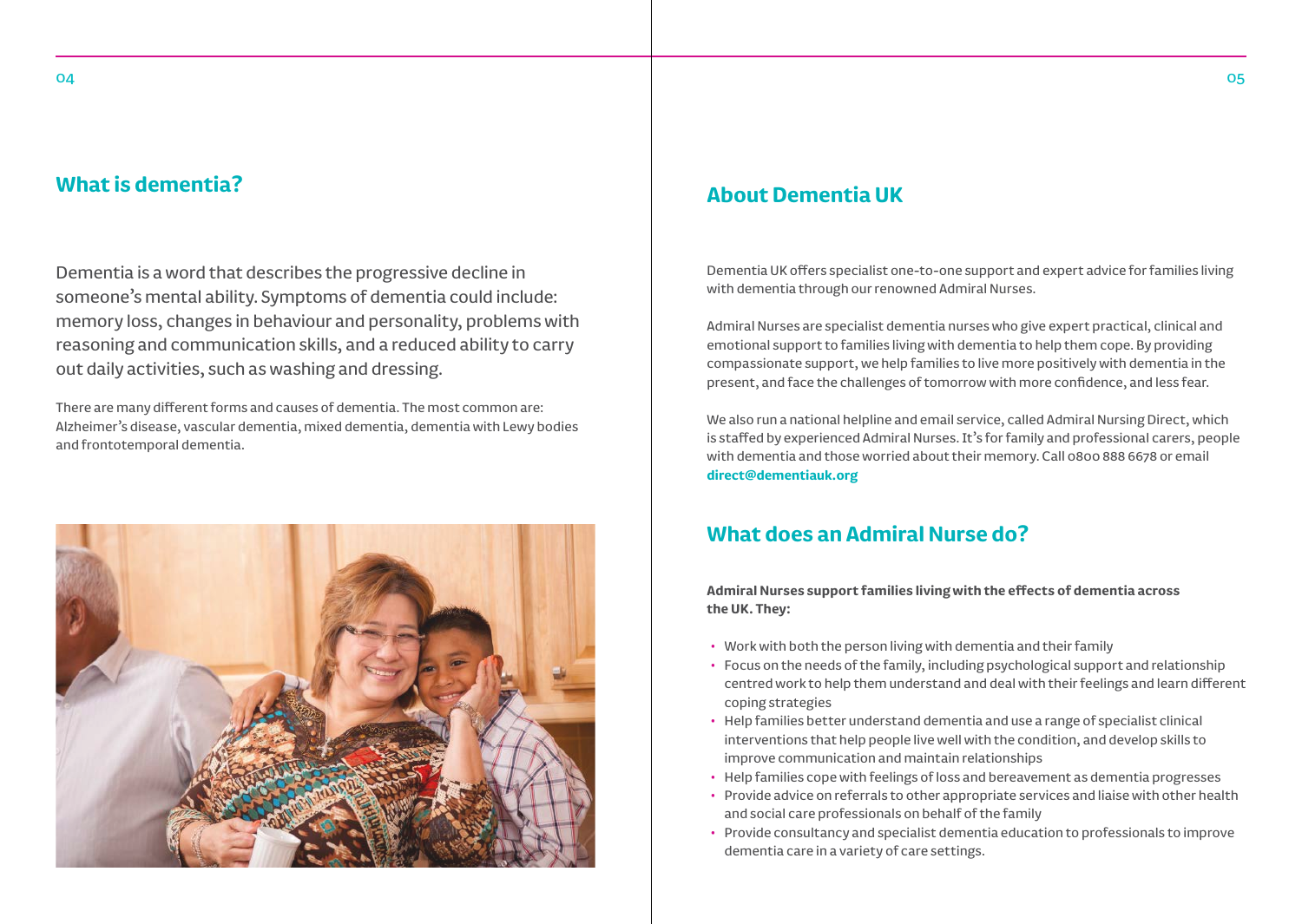## What is dementia?

Dementia is a word that describes the progressive decline in someone's mental ability. Symptoms of dementia could include: memory loss, changes in behaviour and personality, problems with reasoning and communication skills, and a reduced ability to carry out daily activities, such as washing and dressing.

There are many different forms and causes of dementia. The most common are: Alzheimer's disease, vascular dementia, mixed dementia, dementia with Lewy bodies and frontotemporal dementia.

## About Dementia UK

Dementia UK offers specialist one-to-one support and expert advice for families living with dementia through our renowned Admiral Nurses.

Admiral Nurses are specialist dementia nurses who give expert practical, clinical and emotional support to families living with dementia to help them cope. By providing compassionate support, we help families to live more positively with dementia in the present, and face the challenges of tomorrow with more confidence, and less fear.

We also run a national helpline and email service, called Admiral Nursing Direct, which is staffed by experienced Admiral Nurses. It's for family and professional carers, people with dementia and those worried about their memory. Call 0800 888 6678 or email **direct@dementiauk.org**

## What does an Admiral Nurse do?

**Admiral Nurses support families living with the effects of dementia across the UK. They:**

- Work with both the person living with dementia and their family
- Focus on the needs of the family, including psychological support and relationship centred work to help them understand and deal with their feelings and learn different coping strategies
- Help families better understand dementia and use a range of specialist clinical interventions that help people live well with the condition, and develop skills to improve communication and maintain relationships
- Help families cope with feelings of loss and bereavement as dementia progresses
- Provide advice on referrals to other appropriate services and liaise with other health and social care professionals on behalf of the family
- Provide consultancy and specialist dementia education to professionals to improve dementia care in a variety of care settings.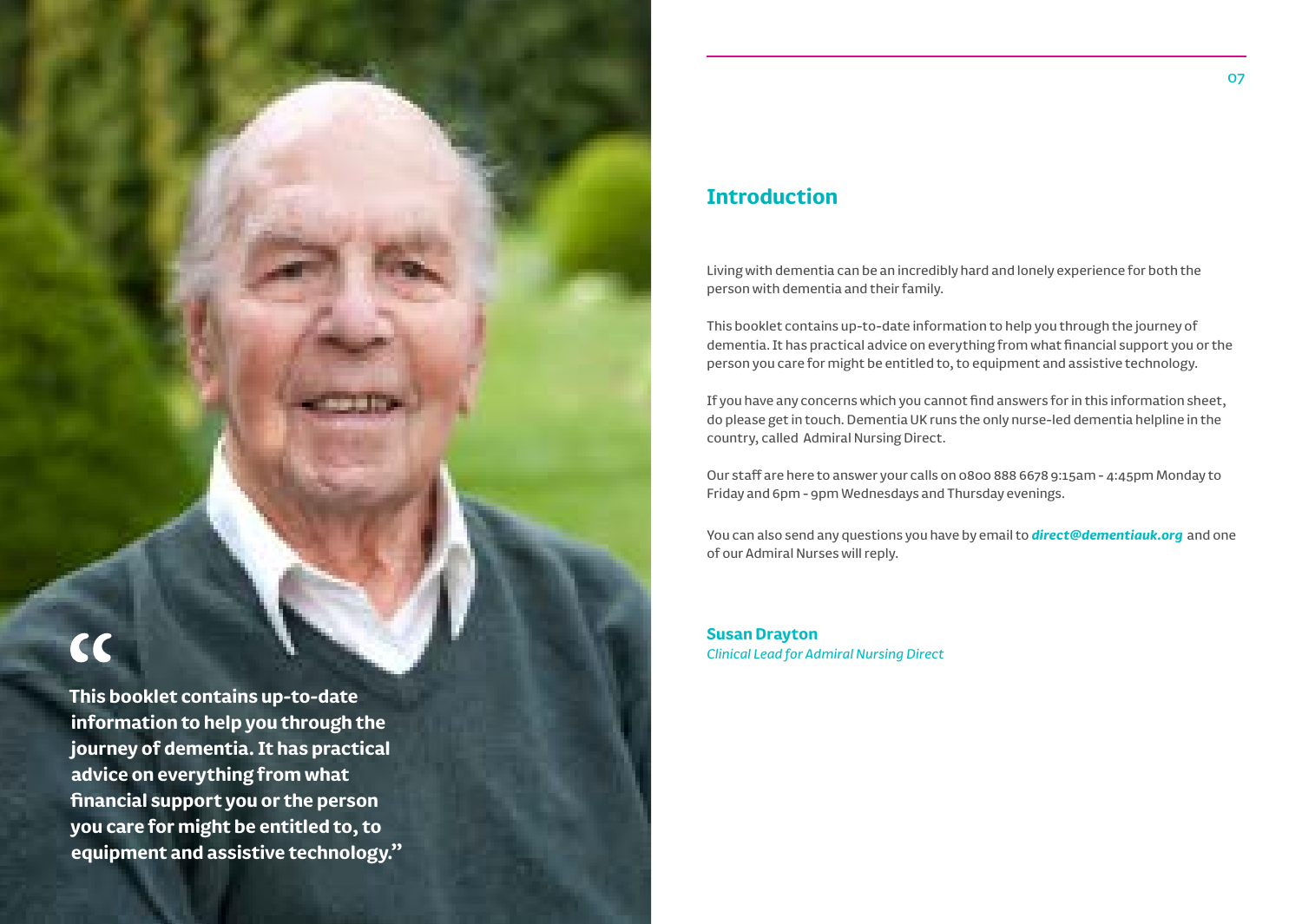> **This booklet contains up-to-date information to help you through the journey of dementia. It has practical advice on everything from what financial support you or the person you care for might be entitled to, to equipment and assistive technology."**

## Introduction

Living with dementia can be an incredibly hard and lonely experience for both the person with dementia and their family.

This booklet contains up-to-date information to help you through the journey of dementia. It has practical advice on everything from what financial support you or the person you care for might be entitled to, to equipment and assistive technology.

If you have any concerns which you cannot find answers for in this information sheet, do please get in touch. Dementia UK runs the only nurse-led dementia helpline in the country, called Admiral Nursing Direct.

Our staff are here to answer your calls on 0800 888 6678 9:15am - 4:45pm Monday to Friday and 6pm - 9pm Wednesdays and Thursday evenings.

You can also send any questions you have by email to ***direct@dementiauk.org*** and one of our Admiral Nurses will reply.

**Susan Drayton**
*Clinical Lead for Admiral Nursing Direct*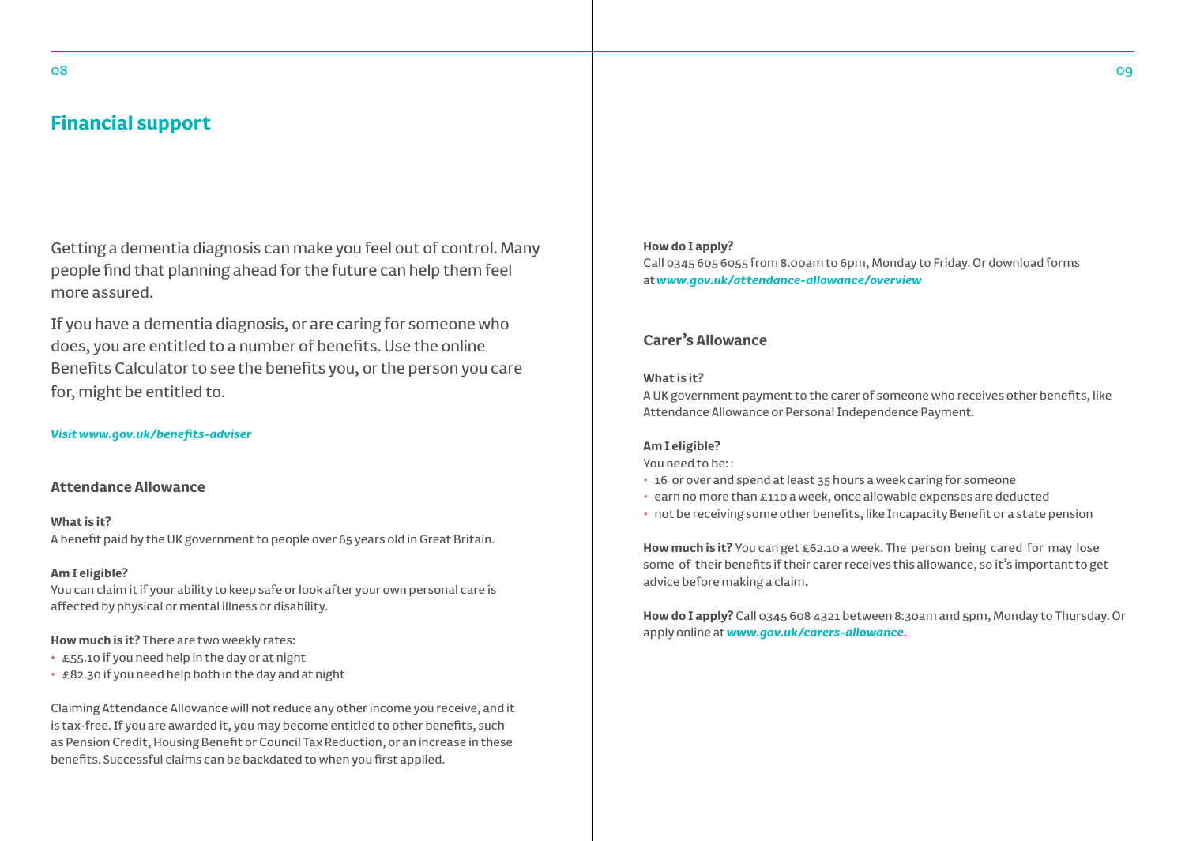## Financial support

Getting a dementia diagnosis can make you feel out of control. Many people find that planning ahead for the future can help them feel more assured.

If you have a dementia diagnosis, or are caring for someone who does, you are entitled to a number of benefits. Use the online Benefits Calculator to see the benefits you, or the person you care for, might be entitled to.

***Visit www.gov.uk/benefits-adviser***

### Attendance Allowance

**What is it?**
A benefit paid by the UK government to people over 65 years old in Great Britain.

**Am I eligible?**
You can claim it if your ability to keep safe or look after your own personal care is affected by physical or mental illness or disability.

**How much is it?** There are two weekly rates:

- £55.10 if you need help in the day or at night
- £82.30 if you need help both in the day and at night

Claiming Attendance Allowance will not reduce any other income you receive, and it is tax-free. If you are awarded it, you may become entitled to other benefits, such as Pension Credit, Housing Benefit or Council Tax Reduction, or an increase in these benefits. Successful claims can be backdated to when you first applied.

**How do I apply?**
Call 0345 605 6055 from 8.00am to 6pm, Monday to Friday. Or download forms at ***www.gov.uk/attendance-allowance/overview***

### Carer's Allowance

**What is it?**
A UK government payment to the carer of someone who receives other benefits, like Attendance Allowance or Personal Independence Payment.

**Am I eligible?**
You need to be: :

- 16 or over and spend at least 35 hours a week caring for someone
- earn no more than £110 a week, once allowable expenses are deducted
- not be receiving some other benefits, like Incapacity Benefit or a state pension

**How much is it?** You can get £62.10 a week. The person being cared for may lose some of their benefits if their carer receives this allowance, so it's important to get advice before making a claim**.**

**How do I apply?** Call 0345 608 4321 between 8:30am and 5pm, Monday to Thursday. Or apply online at ***www.gov.uk/carers-allowance.***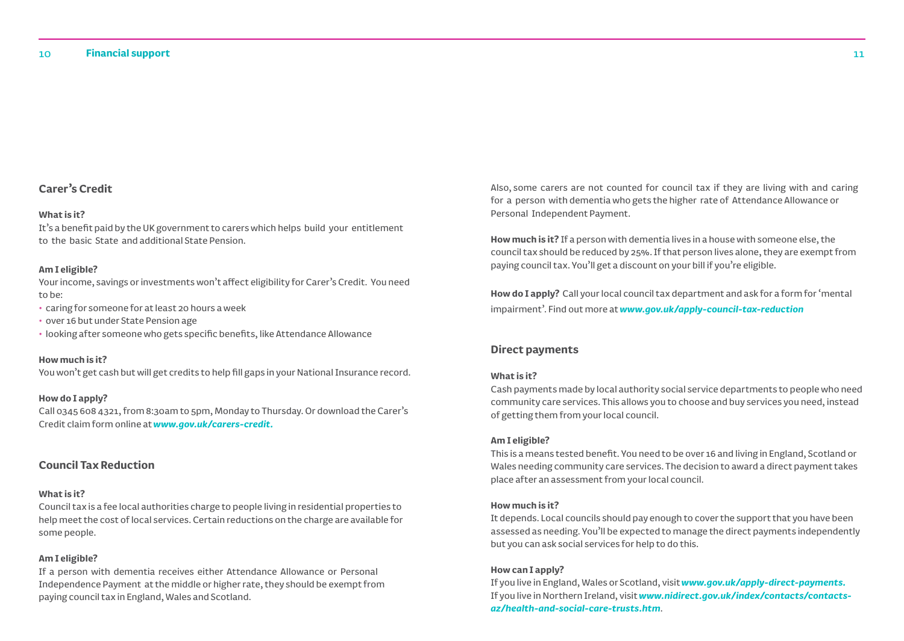## Carer's Credit

**What is it?**
It's a benefit paid by the UK government to carers which helps build your entitlement to the basic State and additional State Pension.

**Am I eligible?**
Your income, savings or investments won't affect eligibility for Carer's Credit. You need to be:

- caring for someone for at least 20 hours a week
- over 16 but under State Pension age
- looking after someone who gets specific benefits, like Attendance Allowance

**How much is it?**
You won't get cash but will get credits to help fill gaps in your National Insurance record.

**How do I apply?**
Call 0345 608 4321, from 8:30am to 5pm, Monday to Thursday. Or download the Carer's Credit claim form online at ***www.gov.uk/carers-credit.***

## Council Tax Reduction

**What is it?**
Council tax is a fee local authorities charge to people living in residential properties to help meet the cost of local services. Certain reductions on the charge are available for some people.

**Am I eligible?**
If a person with dementia receives either Attendance Allowance or Personal Independence Payment at the middle or higher rate, they should be exempt from paying council tax in England, Wales and Scotland.

Also, some carers are not counted for council tax if they are living with and caring for a person with dementia who gets the higher rate of Attendance Allowance or Personal Independent Payment.

**How much is it?** If a person with dementia lives in a house with someone else, the council tax should be reduced by 25%. If that person lives alone, they are exempt from paying council tax. You'll get a discount on your bill if you're eligible.

**How do I apply?** Call your local council tax department and ask for a form for 'mental impairment'. Find out more at ***www.gov.uk/apply-council-tax-reduction***

## Direct payments

**What is it?**
Cash payments made by local authority social service departments to people who need community care services. This allows you to choose and buy services you need, instead of getting them from your local council.

**Am I eligible?**
This is a means tested benefit. You need to be over 16 and living in England, Scotland or Wales needing community care services. The decision to award a direct payment takes place after an assessment from your local council.

**How much is it?**
It depends. Local councils should pay enough to cover the support that you have been assessed as needing. You'll be expected to manage the direct payments independently but you can ask social services for help to do this.

**How can I apply?**
If you live in England, Wales or Scotland, visit ***www.gov.uk/apply-direct-payments.***
If you live in Northern Ireland, visit ***www.nidirect.gov.uk/index/contacts/contacts-az/health-and-social-care-trusts.htm***.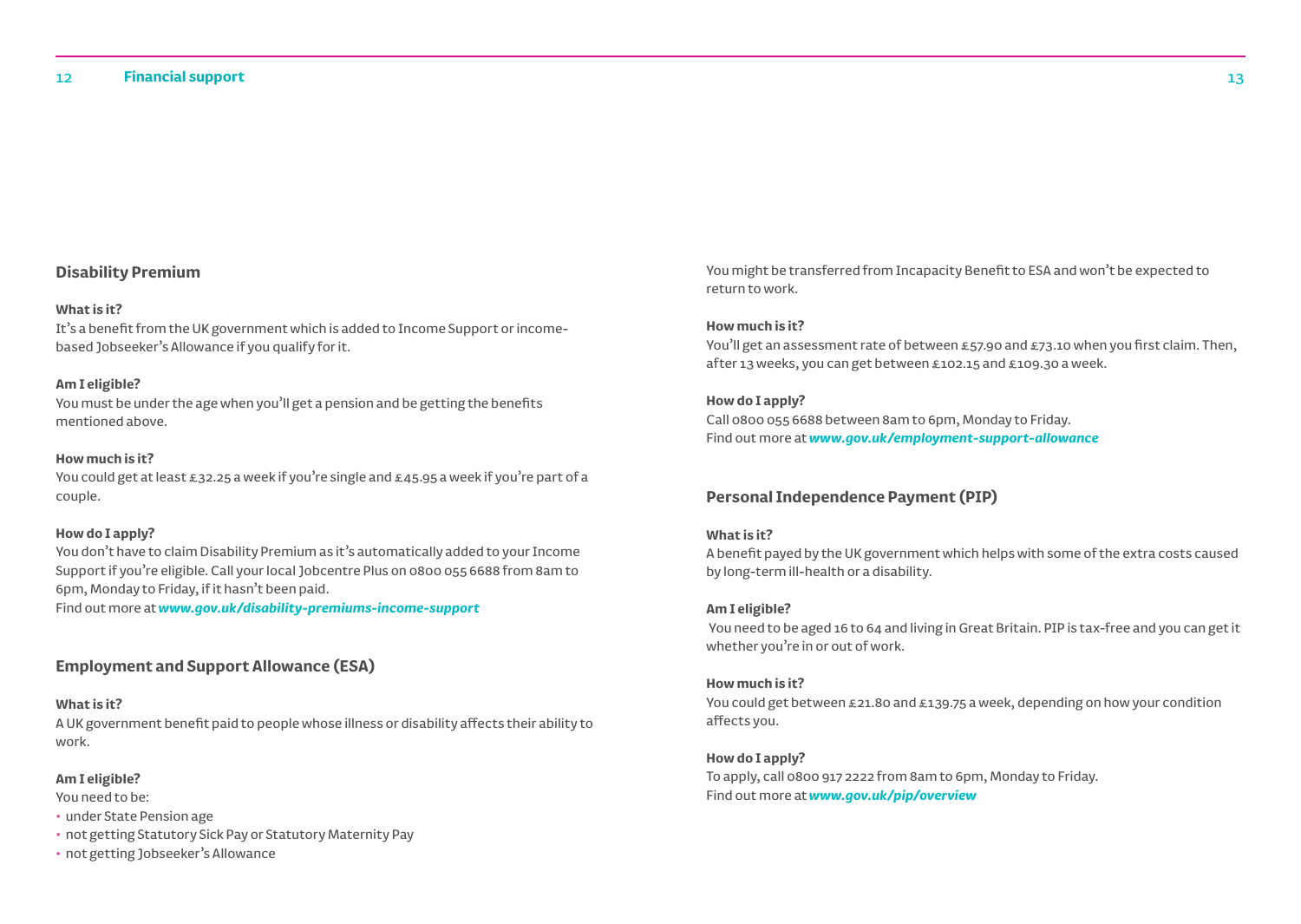## Disability Premium

**What is it?**
It's a benefit from the UK government which is added to Income Support or income-based Jobseeker's Allowance if you qualify for it.

**Am I eligible?**
You must be under the age when you'll get a pension and be getting the benefits mentioned above.

**How much is it?**
You could get at least £32.25 a week if you're single and £45.95 a week if you're part of a couple.

**How do I apply?**
You don't have to claim Disability Premium as it's automatically added to your Income Support if you're eligible. Call your local Jobcentre Plus on 0800 055 6688 from 8am to 6pm, Monday to Friday, if it hasn't been paid.
Find out more at ***www.gov.uk/disability-premiums-income-support***

## Employment and Support Allowance (ESA)

**What is it?**
A UK government benefit paid to people whose illness or disability affects their ability to work.

**Am I eligible?**
You need to be:

- under State Pension age
- not getting Statutory Sick Pay or Statutory Maternity Pay
- not getting Jobseeker's Allowance

You might be transferred from Incapacity Benefit to ESA and won't be expected to return to work.

**How much is it?**
You'll get an assessment rate of between £57.90 and £73.10 when you first claim. Then, after 13 weeks, you can get between £102.15 and £109.30 a week.

**How do I apply?**
Call 0800 055 6688 between 8am to 6pm, Monday to Friday.
Find out more at ***www.gov.uk/employment-support-allowance***

## Personal Independence Payment (PIP)

**What is it?**
A benefit payed by the UK government which helps with some of the extra costs caused by long-term ill-health or a disability.

**Am I eligible?**
You need to be aged 16 to 64 and living in Great Britain. PIP is tax-free and you can get it whether you're in or out of work.

**How much is it?**
You could get between £21.80 and £139.75 a week, depending on how your condition affects you.

**How do I apply?**
To apply, call 0800 917 2222 from 8am to 6pm, Monday to Friday.
Find out more at ***www.gov.uk/pip/overview***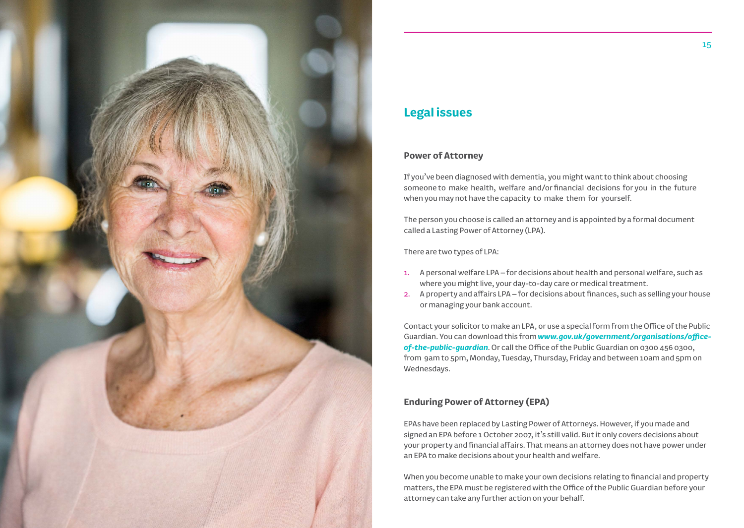# Legal issues

## Power of Attorney

If you've been diagnosed with dementia, you might want to think about choosing someone to make health, welfare and/or financial decisions for you in the future when you may not have the capacity to make them for yourself.

The person you choose is called an attorney and is appointed by a formal document called a Lasting Power of Attorney (LPA).

There are two types of LPA:

1. A personal welfare LPA – for decisions about health and personal welfare, such as where you might live, your day-to-day care or medical treatment.
2. A property and affairs LPA – for decisions about finances, such as selling your house or managing your bank account.

Contact your solicitor to make an LPA, or use a special form from the Office of the Public Guardian. You can download this from ***www.gov.uk/government/organisations/office-of-the-public-guardian***. Or call the Office of the Public Guardian on 0300 456 0300, from 9am to 5pm, Monday, Tuesday, Thursday, Friday and between 10am and 5pm on Wednesdays.

## Enduring Power of Attorney (EPA)

EPAs have been replaced by Lasting Power of Attorneys. However, if you made and signed an EPA before 1 October 2007, it's still valid. But it only covers decisions about your property and financial affairs. That means an attorney does not have power under an EPA to make decisions about your health and welfare.

When you become unable to make your own decisions relating to financial and property matters, the EPA must be registered with the Office of the Public Guardian before your attorney can take any further action on your behalf.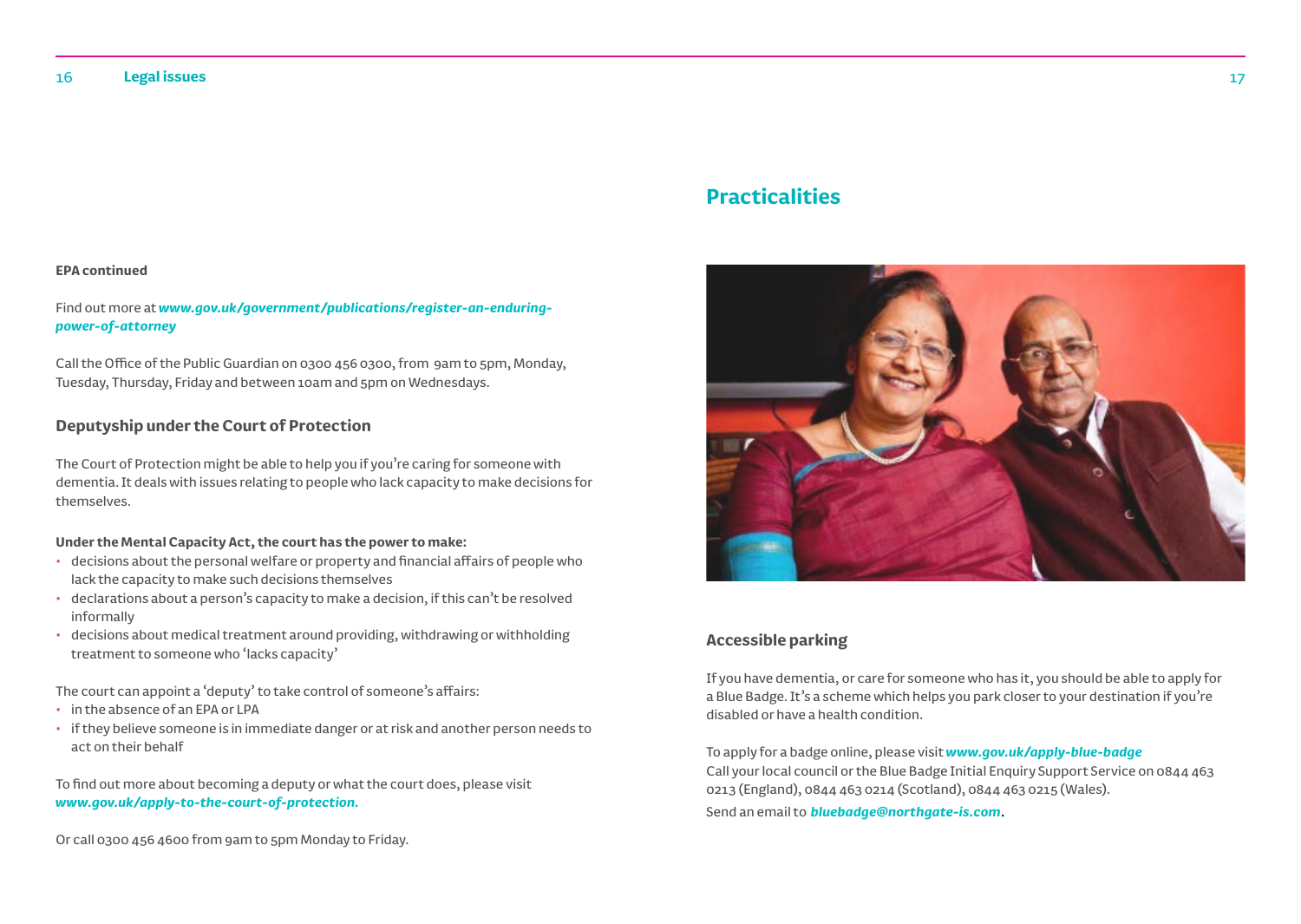**EPA continued**

Find out more at ***www.gov.uk/government/publications/register-an-enduring-power-of-attorney***

Call the Office of the Public Guardian on 0300 456 0300, from 9am to 5pm, Monday, Tuesday, Thursday, Friday and between 10am and 5pm on Wednesdays.

### Deputyship under the Court of Protection

The Court of Protection might be able to help you if you're caring for someone with dementia. It deals with issues relating to people who lack capacity to make decisions for themselves.

**Under the Mental Capacity Act, the court has the power to make:**

- decisions about the personal welfare or property and financial affairs of people who lack the capacity to make such decisions themselves
- declarations about a person's capacity to make a decision, if this can't be resolved informally
- decisions about medical treatment around providing, withdrawing or withholding treatment to someone who 'lacks capacity'

The court can appoint a 'deputy' to take control of someone's affairs:

- in the absence of an EPA or LPA
- if they believe someone is in immediate danger or at risk and another person needs to act on their behalf

To find out more about becoming a deputy or what the court does, please visit ***www.gov.uk/apply-to-the-court-of-protection.***

Or call 0300 456 4600 from 9am to 5pm Monday to Friday.

## Practicalities

### Accessible parking

If you have dementia, or care for someone who has it, you should be able to apply for a Blue Badge. It's a scheme which helps you park closer to your destination if you're disabled or have a health condition.

To apply for a badge online, please visit ***www.gov.uk/apply-blue-badge***
Call your local council or the Blue Badge Initial Enquiry Support Service on 0844 463 0213 (England), 0844 463 0214 (Scotland), 0844 463 0215 (Wales).
Send an email to ***bluebadge@northgate-is.com***.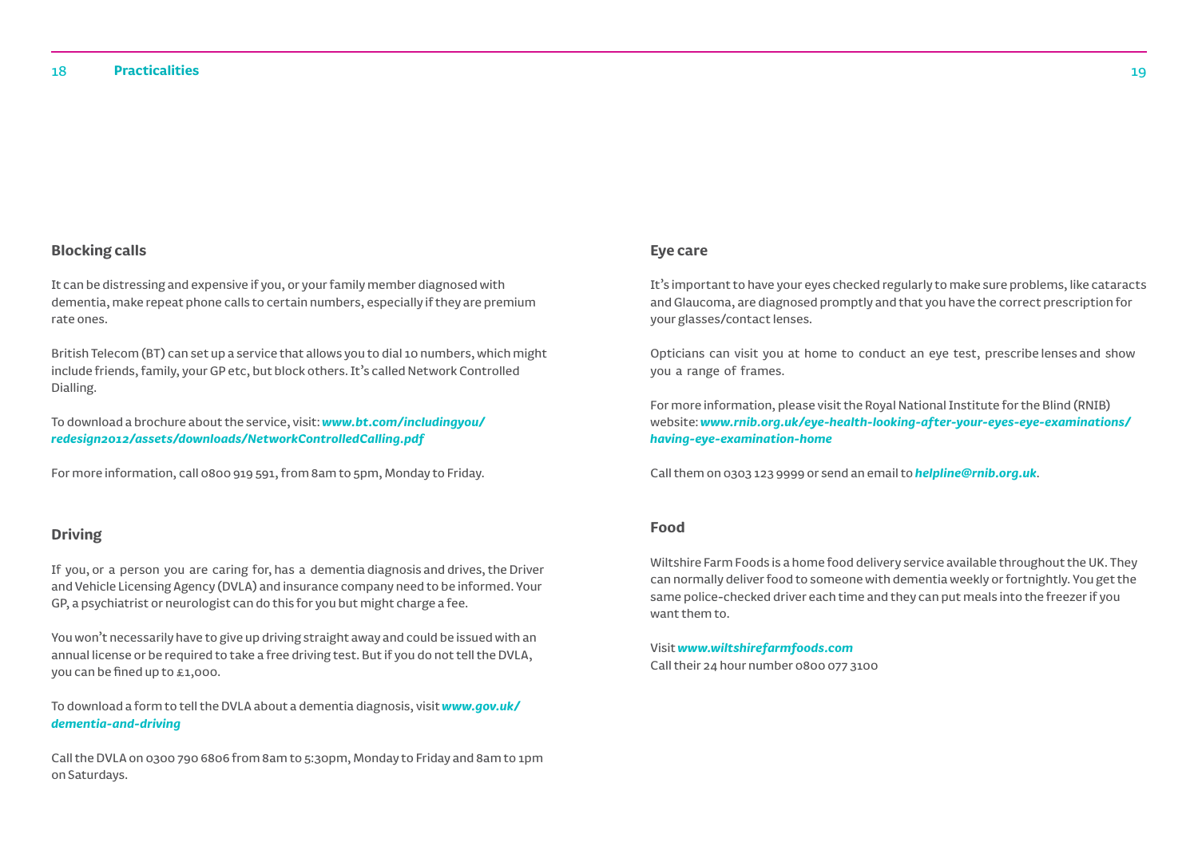## Blocking calls

It can be distressing and expensive if you, or your family member diagnosed with dementia, make repeat phone calls to certain numbers, especially if they are premium rate ones.

British Telecom (BT) can set up a service that allows you to dial 10 numbers, which might include friends, family, your GP etc, but block others. It's called Network Controlled Dialling.

To download a brochure about the service, visit: ***www.bt.com/includingyou/redesign2012/assets/downloads/NetworkControlledCalling.pdf***

For more information, call 0800 919 591, from 8am to 5pm, Monday to Friday.

## Driving

If you, or a person you are caring for, has a dementia diagnosis and drives, the Driver and Vehicle Licensing Agency (DVLA) and insurance company need to be informed. Your GP, a psychiatrist or neurologist can do this for you but might charge a fee.

You won't necessarily have to give up driving straight away and could be issued with an annual license or be required to take a free driving test. But if you do not tell the DVLA, you can be fined up to £1,000.

To download a form to tell the DVLA about a dementia diagnosis, visit ***www.gov.uk/dementia-and-driving***

Call the DVLA on 0300 790 6806 from 8am to 5:30pm, Monday to Friday and 8am to 1pm on Saturdays.

## Eye care

It's important to have your eyes checked regularly to make sure problems, like cataracts and Glaucoma, are diagnosed promptly and that you have the correct prescription for your glasses/contact lenses.

Opticians can visit you at home to conduct an eye test, prescribe lenses and show you a range of frames.

For more information, please visit the Royal National Institute for the Blind (RNIB) website: ***www.rnib.org.uk/eye-health-looking-after-your-eyes-eye-examinations/having-eye-examination-home***

Call them on 0303 123 9999 or send an email to ***helpline@rnib.org.uk***.

## Food

Wiltshire Farm Foods is a home food delivery service available throughout the UK. They can normally deliver food to someone with dementia weekly or fortnightly. You get the same police-checked driver each time and they can put meals into the freezer if you want them to.

Visit ***www.wiltshirefarmfoods.com***
Call their 24 hour number 0800 077 3100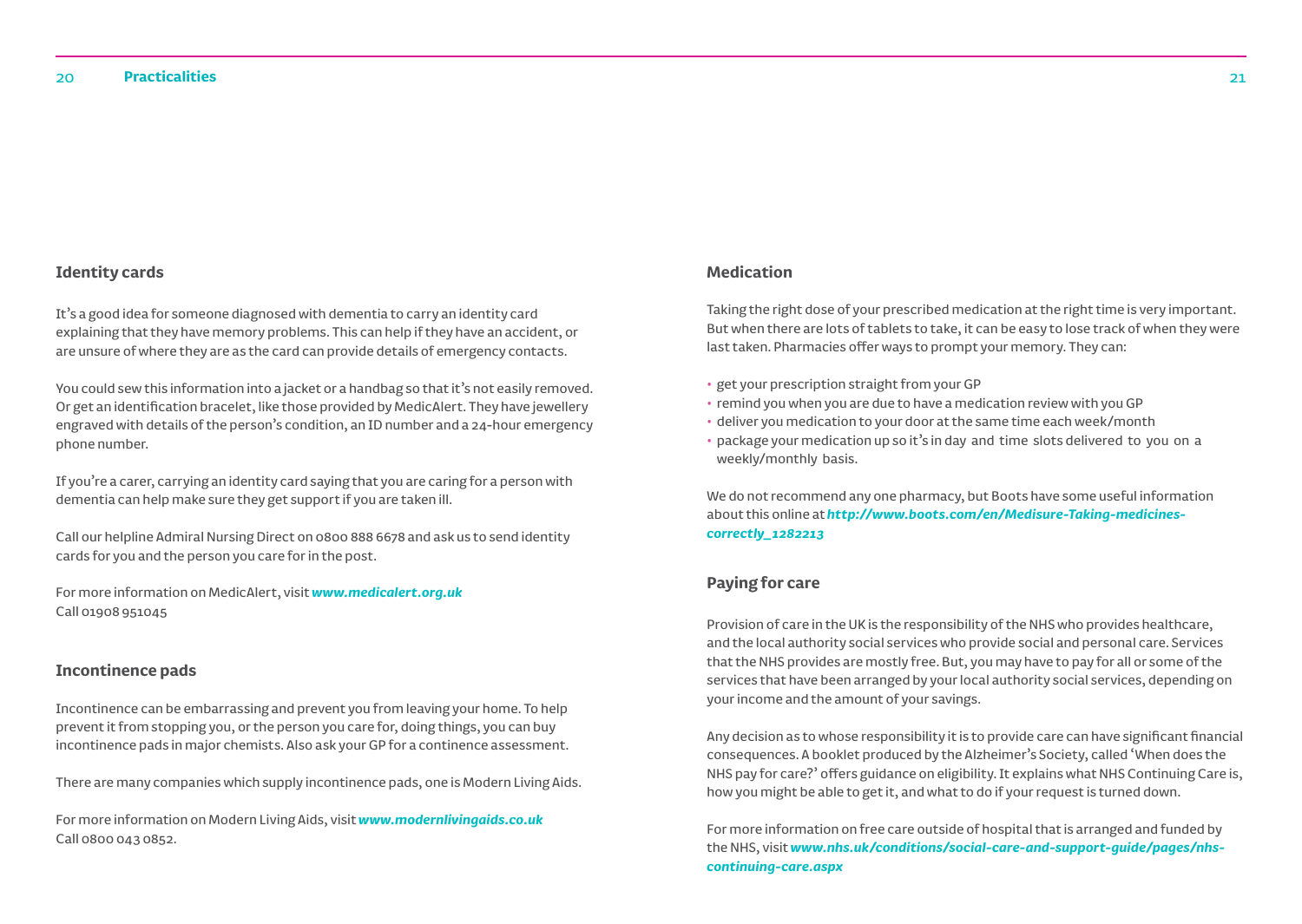## Identity cards

It's a good idea for someone diagnosed with dementia to carry an identity card explaining that they have memory problems. This can help if they have an accident, or are unsure of where they are as the card can provide details of emergency contacts.

You could sew this information into a jacket or a handbag so that it's not easily removed. Or get an identification bracelet, like those provided by MedicAlert. They have jewellery engraved with details of the person's condition, an ID number and a 24-hour emergency phone number.

If you're a carer, carrying an identity card saying that you are caring for a person with dementia can help make sure they get support if you are taken ill.

Call our helpline Admiral Nursing Direct on 0800 888 6678 and ask us to send identity cards for you and the person you care for in the post.

For more information on MedicAlert, visit ***www.medicalert.org.uk***
Call 01908 951045

## Incontinence pads

Incontinence can be embarrassing and prevent you from leaving your home. To help prevent it from stopping you, or the person you care for, doing things, you can buy incontinence pads in major chemists. Also ask your GP for a continence assessment.

There are many companies which supply incontinence pads, one is Modern Living Aids.

For more information on Modern Living Aids, visit ***www.modernlivingaids.co.uk***
Call 0800 043 0852.

## Medication

Taking the right dose of your prescribed medication at the right time is very important. But when there are lots of tablets to take, it can be easy to lose track of when they were last taken. Pharmacies offer ways to prompt your memory. They can:

- get your prescription straight from your GP
- remind you when you are due to have a medication review with you GP
- deliver you medication to your door at the same time each week/month
- package your medication up so it's in day and time slots delivered to you on a weekly/monthly basis.

We do not recommend any one pharmacy, but Boots have some useful information about this online at ***http://www.boots.com/en/Medisure-Taking-medicines-correctly_1282213***

## Paying for care

Provision of care in the UK is the responsibility of the NHS who provides healthcare, and the local authority social services who provide social and personal care. Services that the NHS provides are mostly free. But, you may have to pay for all or some of the services that have been arranged by your local authority social services, depending on your income and the amount of your savings.

Any decision as to whose responsibility it is to provide care can have significant financial consequences. A booklet produced by the Alzheimer's Society, called 'When does the NHS pay for care?' offers guidance on eligibility. It explains what NHS Continuing Care is, how you might be able to get it, and what to do if your request is turned down.

For more information on free care outside of hospital that is arranged and funded by the NHS, visit ***www.nhs.uk/conditions/social-care-and-support-guide/pages/nhs-continuing-care.aspx***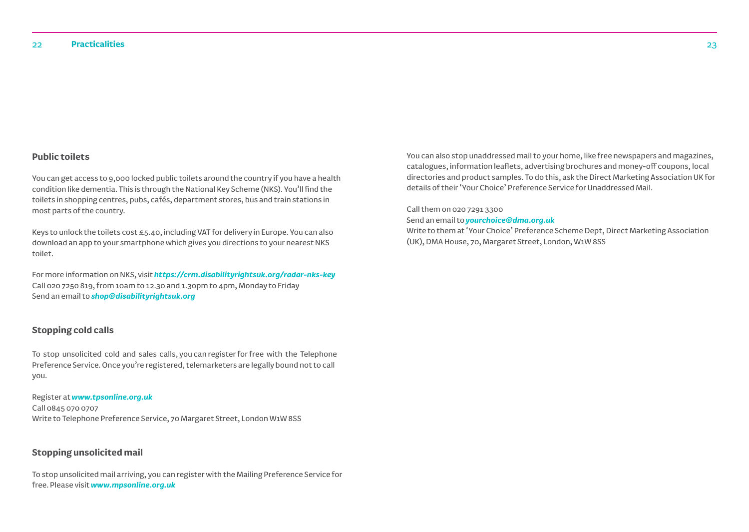## Public toilets

You can get access to 9,000 locked public toilets around the country if you have a health condition like dementia. This is through the National Key Scheme (NKS). You'll find the toilets in shopping centres, pubs, cafés, department stores, bus and train stations in most parts of the country.

Keys to unlock the toilets cost £5.40, including VAT for delivery in Europe. You can also download an app to your smartphone which gives you directions to your nearest NKS toilet.

For more information on NKS, visit ***https://crm.disabilityrightsuk.org/radar-nks-key***
Call 020 7250 819, from 10am to 12.30 and 1.30pm to 4pm, Monday to Friday
Send an email to ***shop@disabilityrightsuk.org***

## Stopping cold calls

To stop unsolicited cold and sales calls, you can register for free with the Telephone Preference Service. Once you're registered, telemarketers are legally bound not to call you.

Register at ***www.tpsonline.org.uk***
Call 0845 070 0707
Write to Telephone Preference Service, 70 Margaret Street, London W1W 8SS

## Stopping unsolicited mail

To stop unsolicited mail arriving, you can register with the Mailing Preference Service for free. Please visit ***www.mpsonline.org.uk***

You can also stop unaddressed mail to your home, like free newspapers and magazines, catalogues, information leaflets, advertising brochures and money-off coupons, local directories and product samples. To do this, ask the Direct Marketing Association UK for details of their 'Your Choice' Preference Service for Unaddressed Mail.

Call them on 020 7291 3300
Send an email to ***yourchoice@dma.org.uk***
Write to them at 'Your Choice' Preference Scheme Dept, Direct Marketing Association (UK), DMA House, 70, Margaret Street, London, W1W 8SS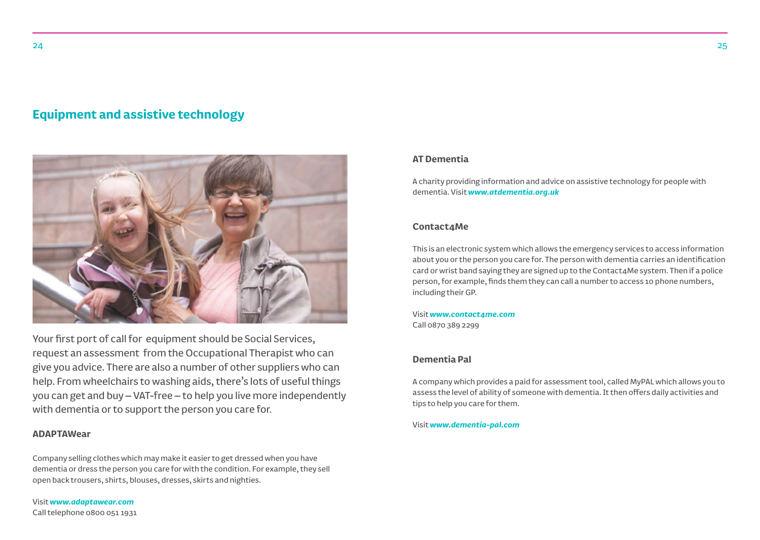## Equipment and assistive technology

Your first port of call for equipment should be Social Services, request an assessment from the Occupational Therapist who can give you advice. There are also a number of other suppliers who can help. From wheelchairs to washing aids, there's lots of useful things you can get and buy – VAT-free – to help you live more independently with dementia or to support the person you care for.

### ADAPTAWear

Company selling clothes which may make it easier to get dressed when you have dementia or dress the person you care for with the condition. For example, they sell open back trousers, shirts, blouses, dresses, skirts and nighties.

Visit ***www.adaptawear.com***
Call telephone 0800 051 1931

### AT Dementia

A charity providing information and advice on assistive technology for people with dementia. Visit ***www.atdementia.org.uk***

### Contact4Me

This is an electronic system which allows the emergency services to access information about you or the person you care for. The person with dementia carries an identification card or wrist band saying they are signed up to the Contact4Me system. Then if a police person, for example, finds them they can call a number to access 10 phone numbers, including their GP.

Visit ***www.contact4me.com***
Call 0870 389 2299

### Dementia Pal

A company which provides a paid for assessment tool, called MyPAL which allows you to assess the level of ability of someone with dementia. It then offers daily activities and tips to help you care for them.

Visit ***www.dementia-pal.com***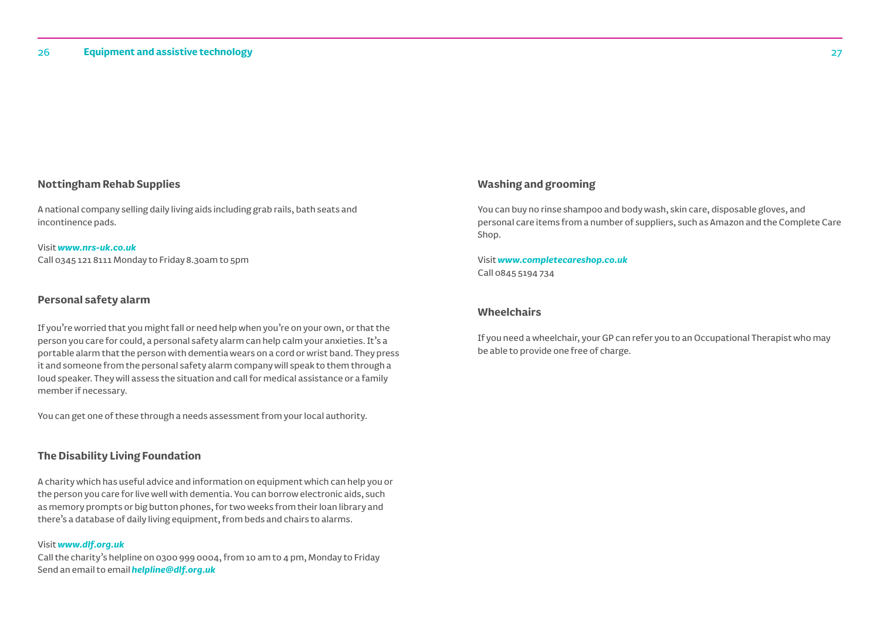## Nottingham Rehab Supplies

A national company selling daily living aids including grab rails, bath seats and incontinence pads.

Visit ***www.nrs-uk.co.uk***
Call 0345 121 8111 Monday to Friday 8.30am to 5pm

## Personal safety alarm

If you're worried that you might fall or need help when you're on your own, or that the person you care for could, a personal safety alarm can help calm your anxieties. It's a portable alarm that the person with dementia wears on a cord or wrist band. They press it and someone from the personal safety alarm company will speak to them through a loud speaker. They will assess the situation and call for medical assistance or a family member if necessary.

You can get one of these through a needs assessment from your local authority.

## The Disability Living Foundation

A charity which has useful advice and information on equipment which can help you or the person you care for live well with dementia. You can borrow electronic aids, such as memory prompts or big button phones, for two weeks from their loan library and there's a database of daily living equipment, from beds and chairs to alarms.

Visit ***www.dlf.org.uk***
Call the charity's helpline on 0300 999 0004, from 10 am to 4 pm, Monday to Friday
Send an email to email ***helpline@dlf.org.uk***

## Washing and grooming

You can buy no rinse shampoo and body wash, skin care, disposable gloves, and personal care items from a number of suppliers, such as Amazon and the Complete Care Shop.

Visit ***www.completecareshop.co.uk***
Call 0845 5194 734

## Wheelchairs

If you need a wheelchair, your GP can refer you to an Occupational Therapist who may be able to provide one free of charge.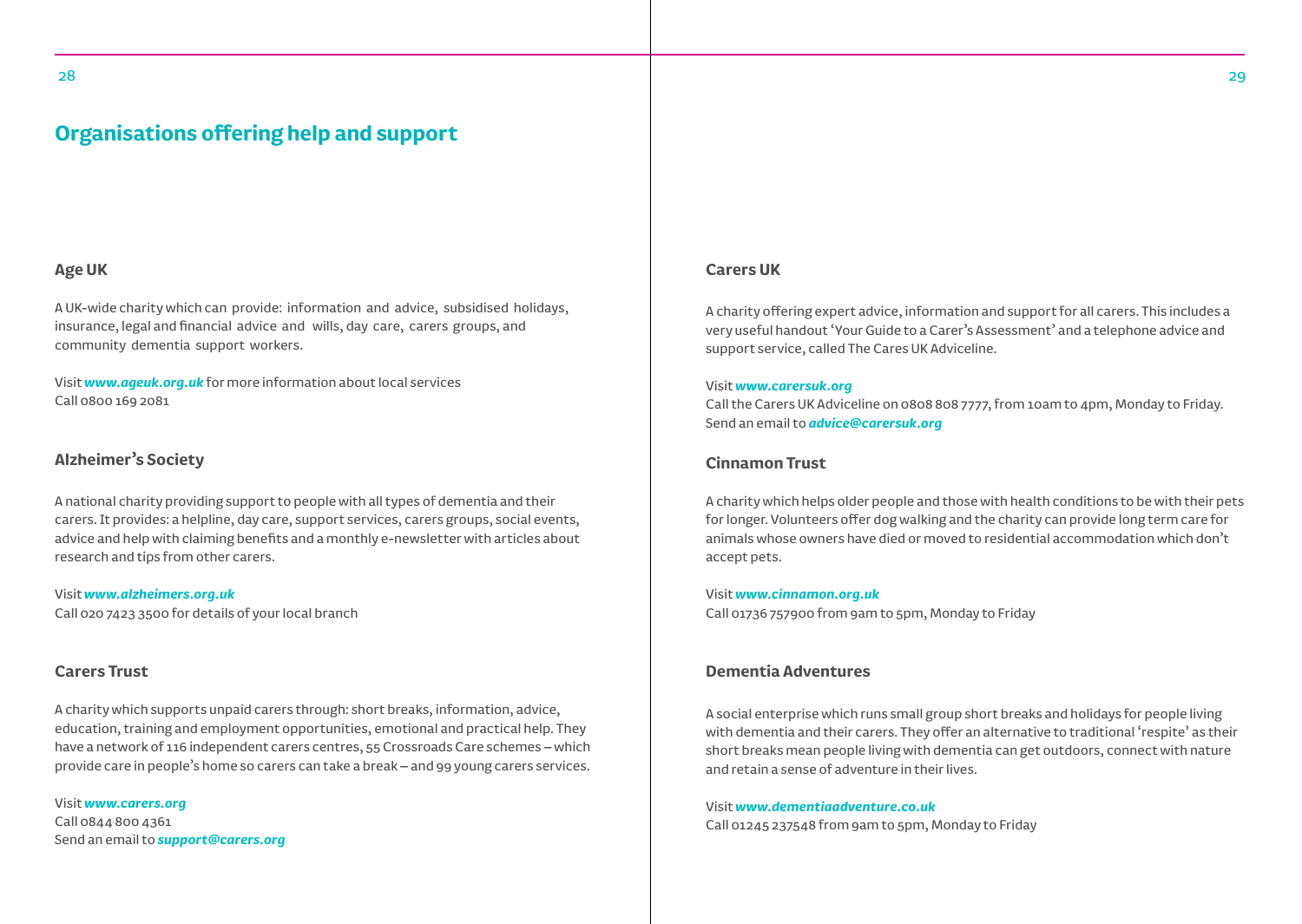# Organisations offering help and support

## Age UK

A UK-wide charity which can provide: information and advice, subsidised holidays, insurance, legal and financial advice and wills, day care, carers groups, and community dementia support workers.

Visit ***www.ageuk.org.uk*** for more information about local services
Call 0800 169 2081

## Alzheimer's Society

A national charity providing support to people with all types of dementia and their carers. It provides: a helpline, day care, support services, carers groups, social events, advice and help with claiming benefits and a monthly e-newsletter with articles about research and tips from other carers.

Visit ***www.alzheimers.org.uk***
Call 020 7423 3500 for details of your local branch

## Carers Trust

A charity which supports unpaid carers through: short breaks, information, advice, education, training and employment opportunities, emotional and practical help. They have a network of 116 independent carers centres, 55 Crossroads Care schemes – which provide care in people's home so carers can take a break – and 99 young carers services.

Visit ***www.carers.org***
Call 0844 800 4361
Send an email to ***support@carers.org***

## Carers UK

A charity offering expert advice, information and support for all carers. This includes a very useful handout 'Your Guide to a Carer's Assessment' and a telephone advice and support service, called The Cares UK Adviceline.

Visit ***www.carersuk.org***
Call the Carers UK Adviceline on 0808 808 7777, from 10am to 4pm, Monday to Friday.
Send an email to ***advice@carersuk.org***

## Cinnamon Trust

A charity which helps older people and those with health conditions to be with their pets for longer. Volunteers offer dog walking and the charity can provide long term care for animals whose owners have died or moved to residential accommodation which don't accept pets.

Visit ***www.cinnamon.org.uk***
Call 01736 757900 from 9am to 5pm, Monday to Friday

## Dementia Adventures

A social enterprise which runs small group short breaks and holidays for people living with dementia and their carers. They offer an alternative to traditional 'respite' as their short breaks mean people living with dementia can get outdoors, connect with nature and retain a sense of adventure in their lives.

Visit ***www.dementiaadventure.co.uk***
Call 01245 237548 from 9am to 5pm, Monday to Friday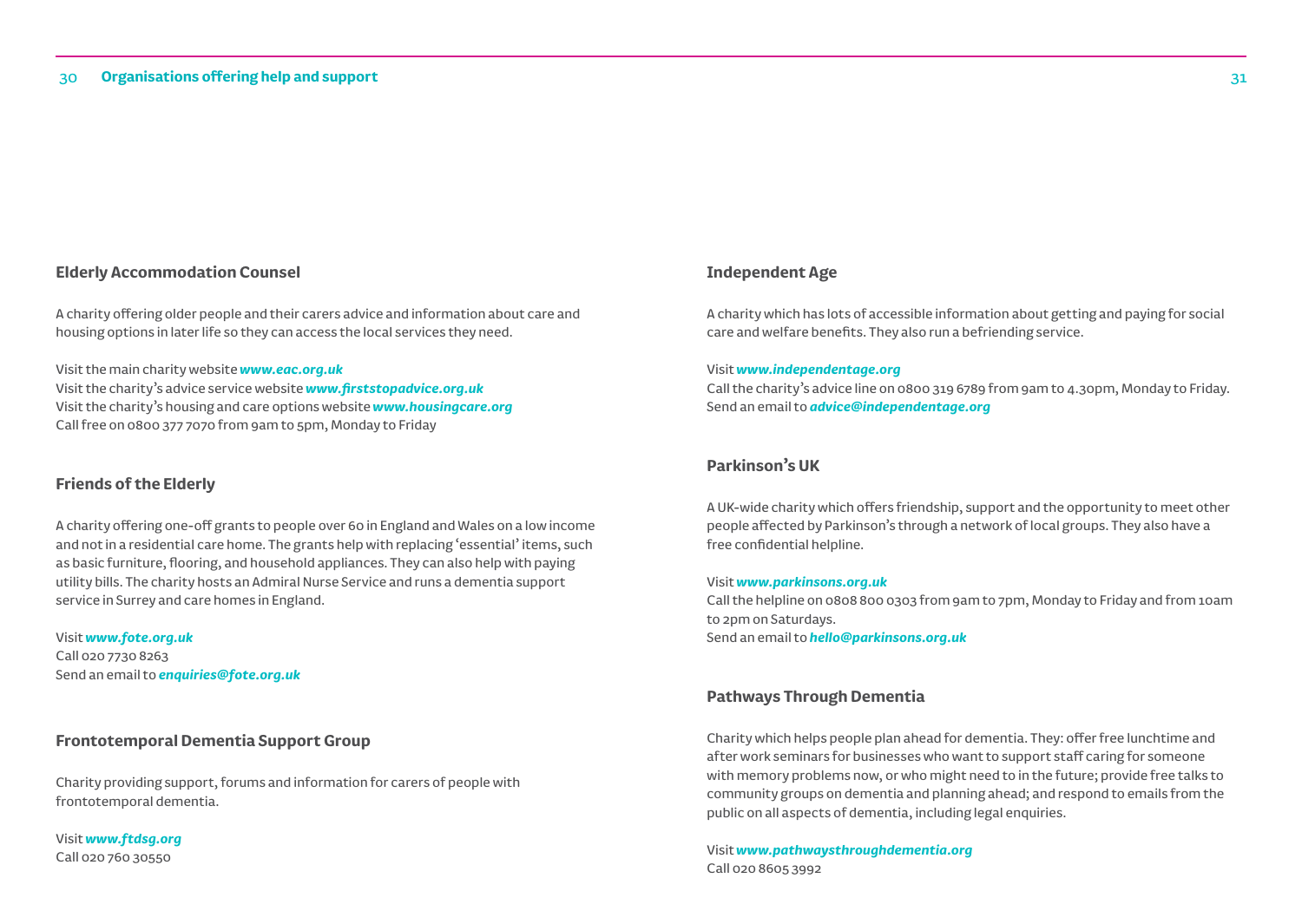## Elderly Accommodation Counsel

A charity offering older people and their carers advice and information about care and housing options in later life so they can access the local services they need.

Visit the main charity website ***www.eac.org.uk***
Visit the charity's advice service website ***www.firststopadvice.org.uk***
Visit the charity's housing and care options website ***www.housingcare.org***
Call free on 0800 377 7070 from 9am to 5pm, Monday to Friday

## Friends of the Elderly

A charity offering one-off grants to people over 60 in England and Wales on a low income and not in a residential care home. The grants help with replacing 'essential' items, such as basic furniture, flooring, and household appliances. They can also help with paying utility bills. The charity hosts an Admiral Nurse Service and runs a dementia support service in Surrey and care homes in England.

Visit ***www.fote.org.uk***
Call 020 7730 8263
Send an email to ***enquiries@fote.org.uk***

## Frontotemporal Dementia Support Group

Charity providing support, forums and information for carers of people with frontotemporal dementia.

Visit ***www.ftdsg.org***
Call 020 760 30550

## Independent Age

A charity which has lots of accessible information about getting and paying for social care and welfare benefits. They also run a befriending service.

Visit ***www.independentage.org***
Call the charity's advice line on 0800 319 6789 from 9am to 4.30pm, Monday to Friday.
Send an email to ***advice@independentage.org***

## Parkinson's UK

A UK-wide charity which offers friendship, support and the opportunity to meet other people affected by Parkinson's through a network of local groups. They also have a free confidential helpline.

Visit ***www.parkinsons.org.uk***
Call the helpline on 0808 800 0303 from 9am to 7pm, Monday to Friday and from 10am to 2pm on Saturdays.
Send an email to ***hello@parkinsons.org.uk***

## Pathways Through Dementia

Charity which helps people plan ahead for dementia. They: offer free lunchtime and after work seminars for businesses who want to support staff caring for someone with memory problems now, or who might need to in the future; provide free talks to community groups on dementia and planning ahead; and respond to emails from the public on all aspects of dementia, including legal enquiries.

Visit ***www.pathwaysthroughdementia.org***
Call 020 8605 3992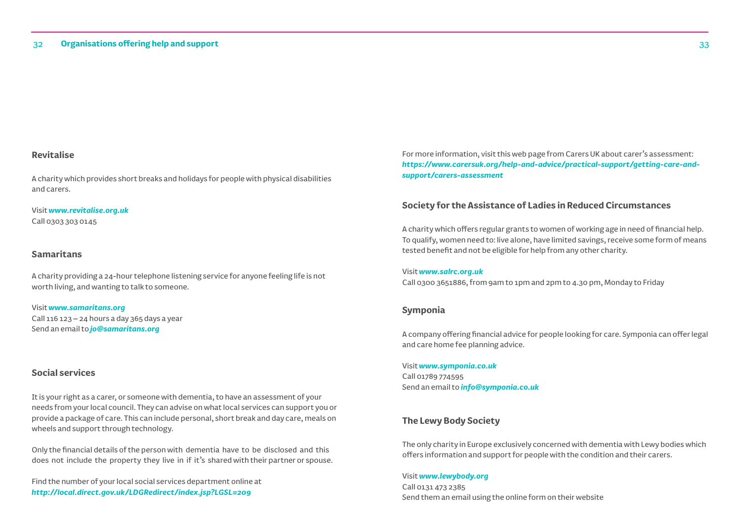## Revitalise

A charity which provides short breaks and holidays for people with physical disabilities and carers.

Visit ***www.revitalise.org.uk***
Call 0303 303 0145

## Samaritans

A charity providing a 24-hour telephone listening service for anyone feeling life is not worth living, and wanting to talk to someone.

Visit ***www.samaritans.org***
Call 116 123 – 24 hours a day 365 days a year
Send an email to ***jo@samaritans.org***

## Social services

It is your right as a carer, or someone with dementia, to have an assessment of your needs from your local council. They can advise on what local services can support you or provide a package of care. This can include personal, short break and day care, meals on wheels and support through technology.

Only the financial details of the person with dementia have to be disclosed and this does not include the property they live in if it's shared with their partner or spouse.

Find the number of your local social services department online at ***http://local.direct.gov.uk/LDGRedirect/index.jsp?LGSL=209***

For more information, visit this web page from Carers UK about carer's assessment: ***https://www.carersuk.org/help-and-advice/practical-support/getting-care-and-support/carers-assessment***

## Society for the Assistance of Ladies in Reduced Circumstances

A charity which offers regular grants to women of working age in need of financial help. To qualify, women need to: live alone, have limited savings, receive some form of means tested benefit and not be eligible for help from any other charity.

Visit ***www.salrc.org.uk***
Call 0300 3651886, from 9am to 1pm and 2pm to 4.30 pm, Monday to Friday

## Symponia

A company offering financial advice for people looking for care. Symponia can offer legal and care home fee planning advice.

Visit ***www.symponia.co.uk***
Call 01789 774595
Send an email to ***info@symponia.co.uk***

## The Lewy Body Society

The only charity in Europe exclusively concerned with dementia with Lewy bodies which offers information and support for people with the condition and their carers.

Visit ***www.lewybody.org***
Call 0131 473 2385
Send them an email using the online form on their website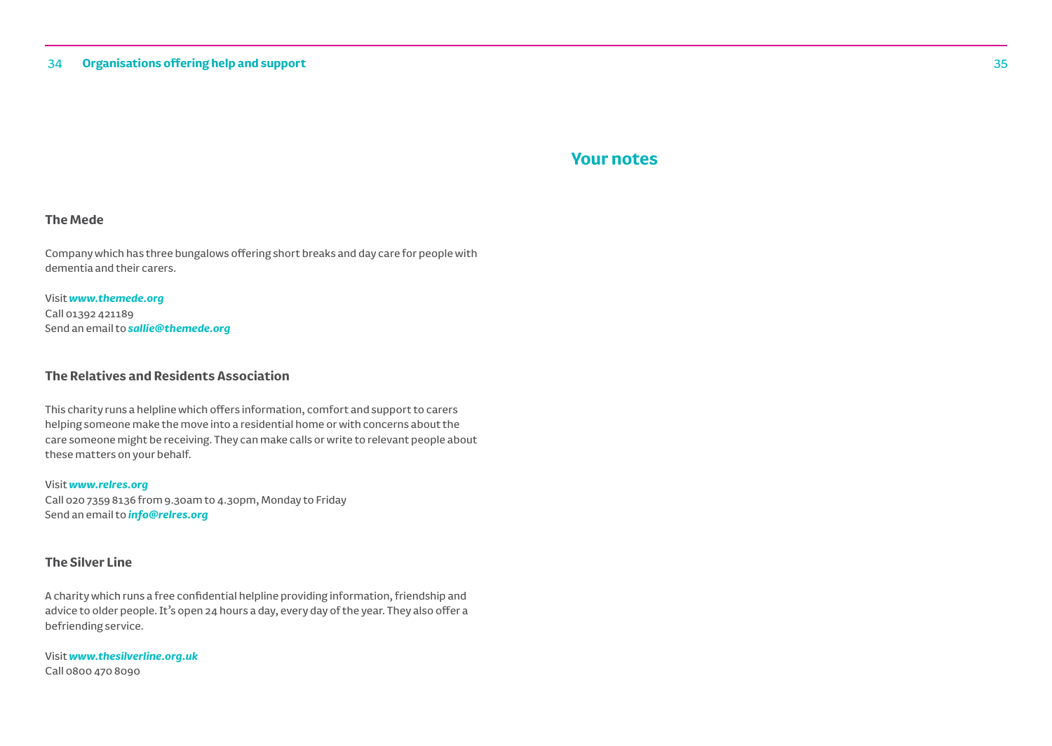### The Mede

Company which has three bungalows offering short breaks and day care for people with dementia and their carers.

Visit ***www.themede.org***
Call 01392 421189
Send an email to ***sallie@themede.org***

### The Relatives and Residents Association

This charity runs a helpline which offers information, comfort and support to carers helping someone make the move into a residential home or with concerns about the care someone might be receiving. They can make calls or write to relevant people about these matters on your behalf.

Visit ***www.relres.org***
Call 020 7359 8136 from 9.30am to 4.30pm, Monday to Friday
Send an email to ***info@relres.org***

### The Silver Line

A charity which runs a free confidential helpline providing information, friendship and advice to older people. It's open 24 hours a day, every day of the year. They also offer a befriending service.

Visit ***www.thesilverline.org.uk***
Call 0800 470 8090

## Your notes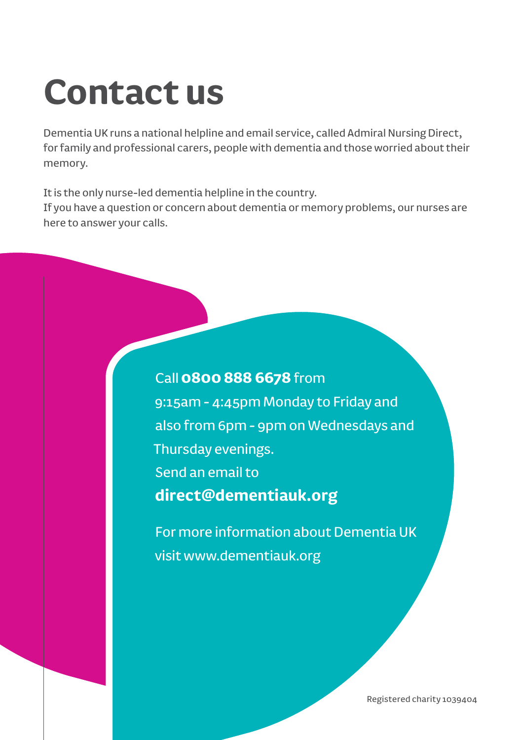# Contact us

Dementia UK runs a national helpline and email service, called Admiral Nursing Direct, for family and professional carers, people with dementia and those worried about their memory.

It is the only nurse-led dementia helpline in the country.
If you have a question or concern about dementia or memory problems, our nurses are here to answer your calls.

Call **0800 888 6678** from 9:15am - 4:45pm Monday to Friday and also from 6pm - 9pm on Wednesdays and Thursday evenings.
Send an email to **direct@dementiauk.org**

For more information about Dementia UK visit www.dementiauk.org

Registered charity 1039404